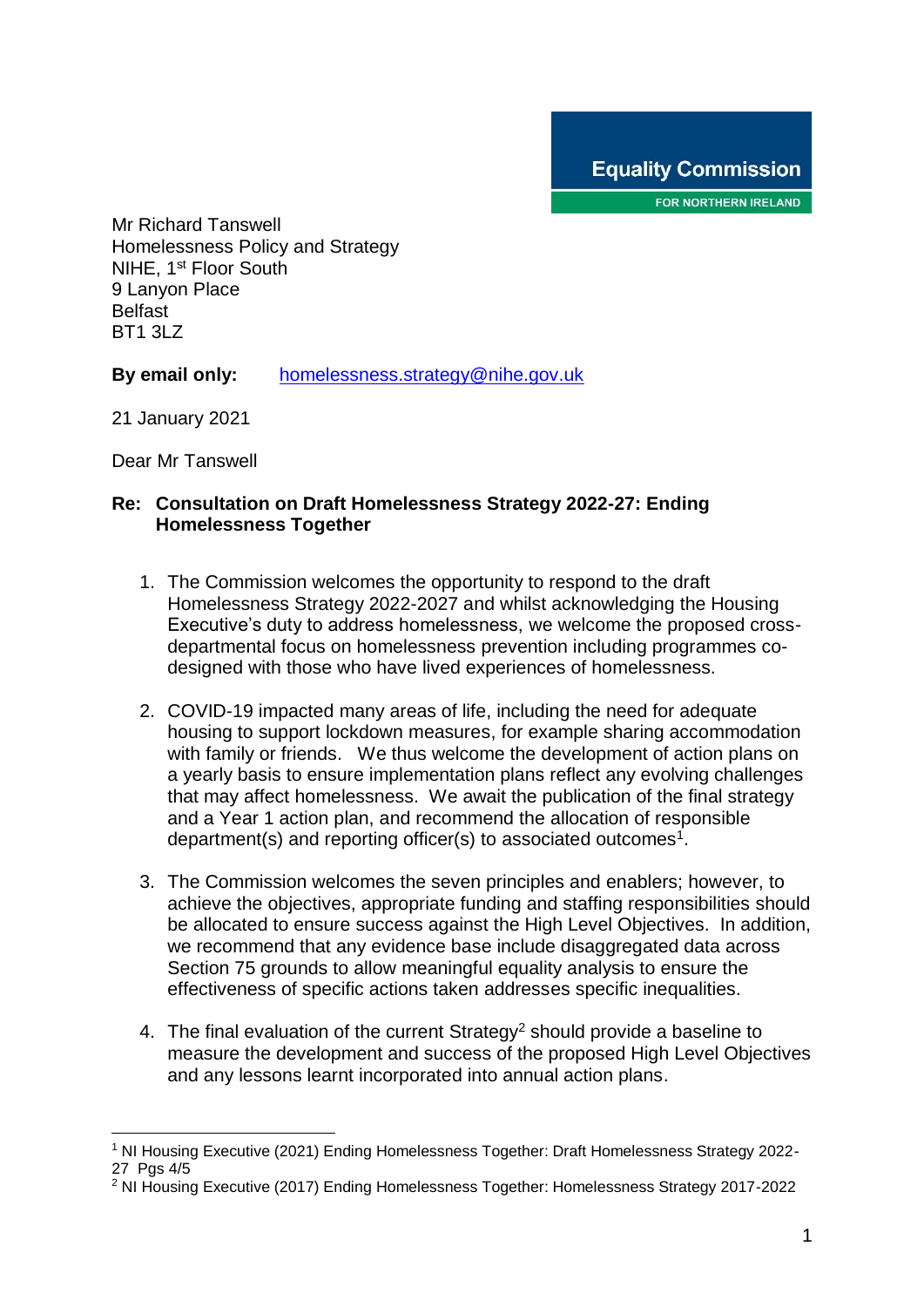Equality Commission

FOR NORTHERN IRELAND

Mr Richard Tanswell
Homelessness Policy and Strategy
NIHE, 1st Floor South
9 Lanyon Place
Belfast
BT1 3LZ

**By email only:** homelessness.strategy@nihe.gov.uk

21 January 2021

Dear Mr Tanswell

**Re: Consultation on Draft Homelessness Strategy 2022-27: Ending Homelessness Together**

1. The Commission welcomes the opportunity to respond to the draft Homelessness Strategy 2022-2027 and whilst acknowledging the Housing Executive's duty to address homelessness, we welcome the proposed cross-departmental focus on homelessness prevention including programmes co-designed with those who have lived experiences of homelessness.

2. COVID-19 impacted many areas of life, including the need for adequate housing to support lockdown measures, for example sharing accommodation with family or friends. We thus welcome the development of action plans on a yearly basis to ensure implementation plans reflect any evolving challenges that may affect homelessness. We await the publication of the final strategy and a Year 1 action plan, and recommend the allocation of responsible department(s) and reporting officer(s) to associated outcomes[1].

3. The Commission welcomes the seven principles and enablers; however, to achieve the objectives, appropriate funding and staffing responsibilities should be allocated to ensure success against the High Level Objectives. In addition, we recommend that any evidence base include disaggregated data across Section 75 grounds to allow meaningful equality analysis to ensure the effectiveness of specific actions taken addresses specific inequalities.

4. The final evaluation of the current Strategy[2] should provide a baseline to measure the development and success of the proposed High Level Objectives and any lessons learnt incorporated into annual action plans.

---

[1] NI Housing Executive (2021) Ending Homelessness Together: Draft Homelessness Strategy 2022-27 Pgs 4/5

[2] NI Housing Executive (2017) Ending Homelessness Together: Homelessness Strategy 2017-2022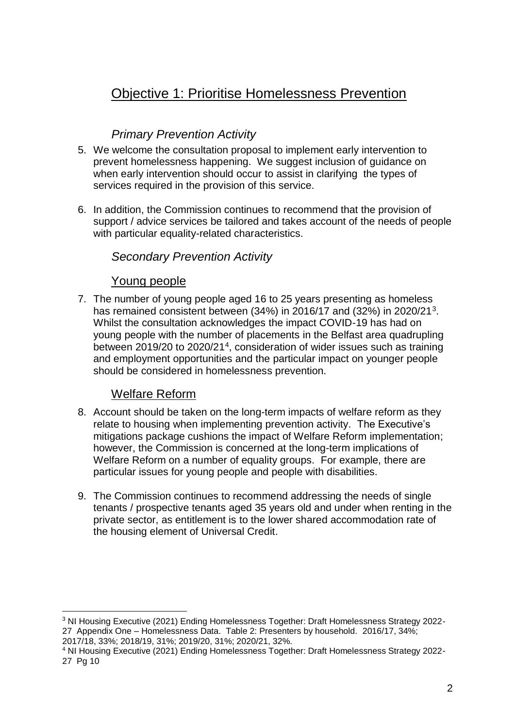## Objective 1: Prioritise Homelessness Prevention

### *Primary Prevention Activity*

5. We welcome the consultation proposal to implement early intervention to prevent homelessness happening. We suggest inclusion of guidance on when early intervention should occur to assist in clarifying the types of services required in the provision of this service.

6. In addition, the Commission continues to recommend that the provision of support / advice services be tailored and takes account of the needs of people with particular equality-related characteristics.

### *Secondary Prevention Activity*

#### Young people

7. The number of young people aged 16 to 25 years presenting as homeless has remained consistent between (34%) in 2016/17 and (32%) in 2020/21[3]. Whilst the consultation acknowledges the impact COVID-19 has had on young people with the number of placements in the Belfast area quadrupling between 2019/20 to 2020/21[4], consideration of wider issues such as training and employment opportunities and the particular impact on younger people should be considered in homelessness prevention.

#### Welfare Reform

8. Account should be taken on the long-term impacts of welfare reform as they relate to housing when implementing prevention activity. The Executive's mitigations package cushions the impact of Welfare Reform implementation; however, the Commission is concerned at the long-term implications of Welfare Reform on a number of equality groups. For example, there are particular issues for young people and people with disabilities.

9. The Commission continues to recommend addressing the needs of single tenants / prospective tenants aged 35 years old and under when renting in the private sector, as entitlement is to the lower shared accommodation rate of the housing element of Universal Credit.

---

[3] NI Housing Executive (2021) Ending Homelessness Together: Draft Homelessness Strategy 2022-27 Appendix One – Homelessness Data. Table 2: Presenters by household. 2016/17, 34%; 2017/18, 33%; 2018/19, 31%; 2019/20, 31%; 2020/21, 32%.

[4] NI Housing Executive (2021) Ending Homelessness Together: Draft Homelessness Strategy 2022-27 Pg 10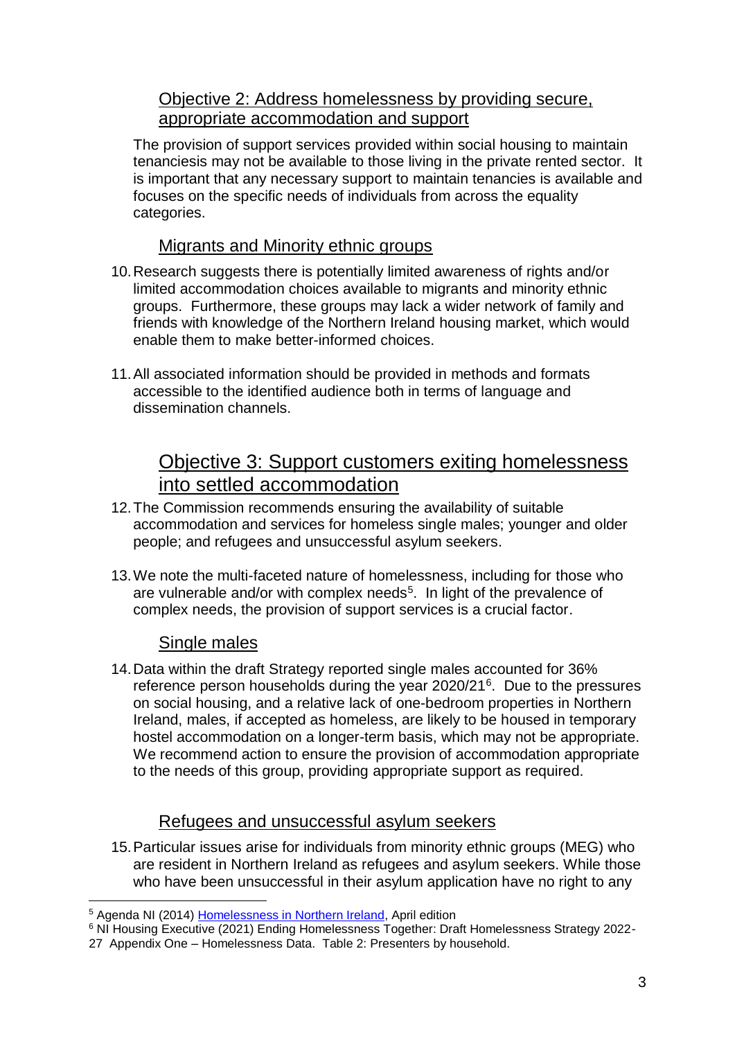## Objective 2: Address homelessness by providing secure, appropriate accommodation and support

The provision of support services provided within social housing to maintain tenanciesis may not be available to those living in the private rented sector. It is important that any necessary support to maintain tenancies is available and focuses on the specific needs of individuals from across the equality categories.

### Migrants and Minority ethnic groups

10. Research suggests there is potentially limited awareness of rights and/or limited accommodation choices available to migrants and minority ethnic groups. Furthermore, these groups may lack a wider network of family and friends with knowledge of the Northern Ireland housing market, which would enable them to make better-informed choices.

11. All associated information should be provided in methods and formats accessible to the identified audience both in terms of language and dissemination channels.

## Objective 3: Support customers exiting homelessness into settled accommodation

12. The Commission recommends ensuring the availability of suitable accommodation and services for homeless single males; younger and older people; and refugees and unsuccessful asylum seekers.

13. We note the multi-faceted nature of homelessness, including for those who are vulnerable and/or with complex needs[5]. In light of the prevalence of complex needs, the provision of support services is a crucial factor.

### Single males

14. Data within the draft Strategy reported single males accounted for 36% reference person households during the year 2020/21[6]. Due to the pressures on social housing, and a relative lack of one-bedroom properties in Northern Ireland, males, if accepted as homeless, are likely to be housed in temporary hostel accommodation on a longer-term basis, which may not be appropriate. We recommend action to ensure the provision of accommodation appropriate to the needs of this group, providing appropriate support as required.

### Refugees and unsuccessful asylum seekers

15. Particular issues arise for individuals from minority ethnic groups (MEG) who are resident in Northern Ireland as refugees and asylum seekers. While those who have been unsuccessful in their asylum application have no right to any

---

[5] Agenda NI (2014) Homelessness in Northern Ireland, April edition

[6] NI Housing Executive (2021) Ending Homelessness Together: Draft Homelessness Strategy 2022-27 Appendix One – Homelessness Data. Table 2: Presenters by household.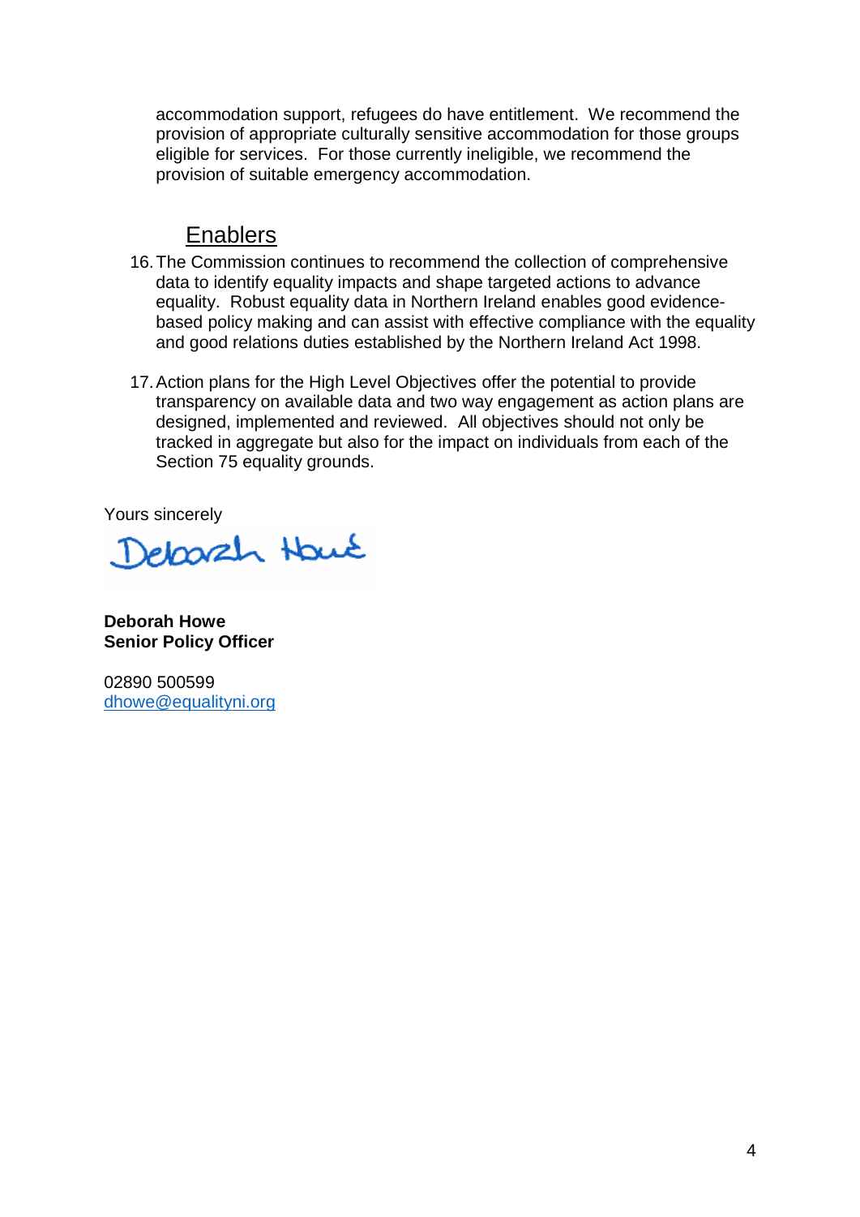accommodation support, refugees do have entitlement. We recommend the provision of appropriate culturally sensitive accommodation for those groups eligible for services. For those currently ineligible, we recommend the provision of suitable emergency accommodation.

## Enablers

16. The Commission continues to recommend the collection of comprehensive data to identify equality impacts and shape targeted actions to advance equality. Robust equality data in Northern Ireland enables good evidence-based policy making and can assist with effective compliance with the equality and good relations duties established by the Northern Ireland Act 1998.

17. Action plans for the High Level Objectives offer the potential to provide transparency on available data and two way engagement as action plans are designed, implemented and reviewed. All objectives should not only be tracked in aggregate but also for the impact on individuals from each of the Section 75 equality grounds.

Yours sincerely

**Deborah Howe**
**Senior Policy Officer**

02890 500599
dhowe@equalityni.org